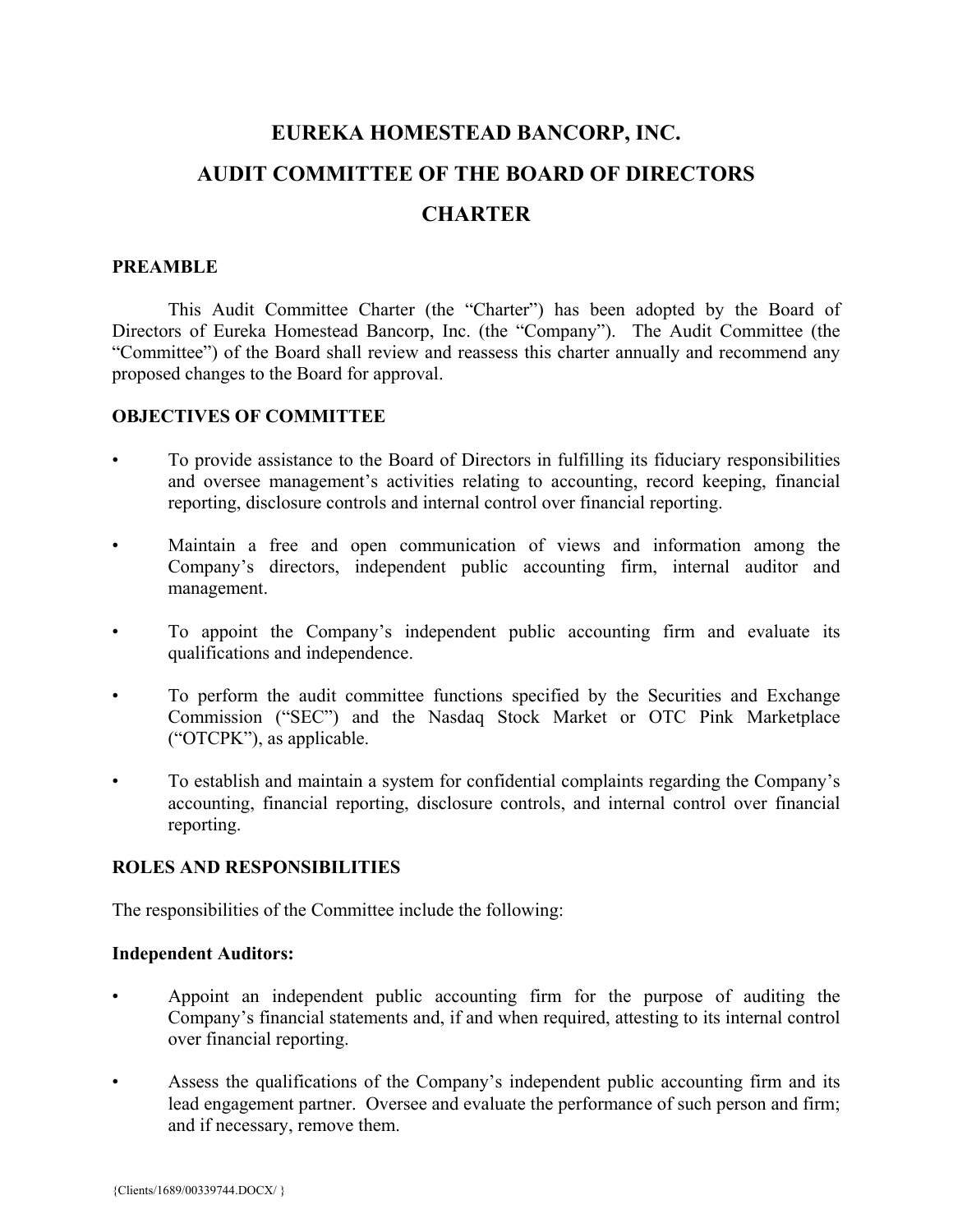# EUREKA HOMESTEAD BANCORP, INC.

# AUDIT COMMITTEE OF THE BOARD OF DIRECTORS

# CHARTER

## PREAMBLE

This Audit Committee Charter (the "Charter") has been adopted by the Board of Directors of Eureka Homestead Bancorp, Inc. (the "Company"). The Audit Committee (the "Committee") of the Board shall review and reassess this charter annually and recommend any proposed changes to the Board for approval.

## OBJECTIVES OF COMMITTEE

- To provide assistance to the Board of Directors in fulfilling its fiduciary responsibilities and oversee management's activities relating to accounting, record keeping, financial reporting, disclosure controls and internal control over financial reporting.
- Maintain a free and open communication of views and information among the Company's directors, independent public accounting firm, internal auditor and management.
- To appoint the Company's independent public accounting firm and evaluate its qualifications and independence.
- To perform the audit committee functions specified by the Securities and Exchange Commission ("SEC") and the Nasdaq Stock Market or OTC Pink Marketplace ("OTCPK"), as applicable.
- To establish and maintain a system for confidential complaints regarding the Company's accounting, financial reporting, disclosure controls, and internal control over financial reporting.

## ROLES AND RESPONSIBILITIES

The responsibilities of the Committee include the following:

### Independent Auditors:

- Appoint an independent public accounting firm for the purpose of auditing the Company's financial statements and, if and when required, attesting to its internal control over financial reporting.
- Assess the qualifications of the Company's independent public accounting firm and its lead engagement partner. Oversee and evaluate the performance of such person and firm; and if necessary, remove them.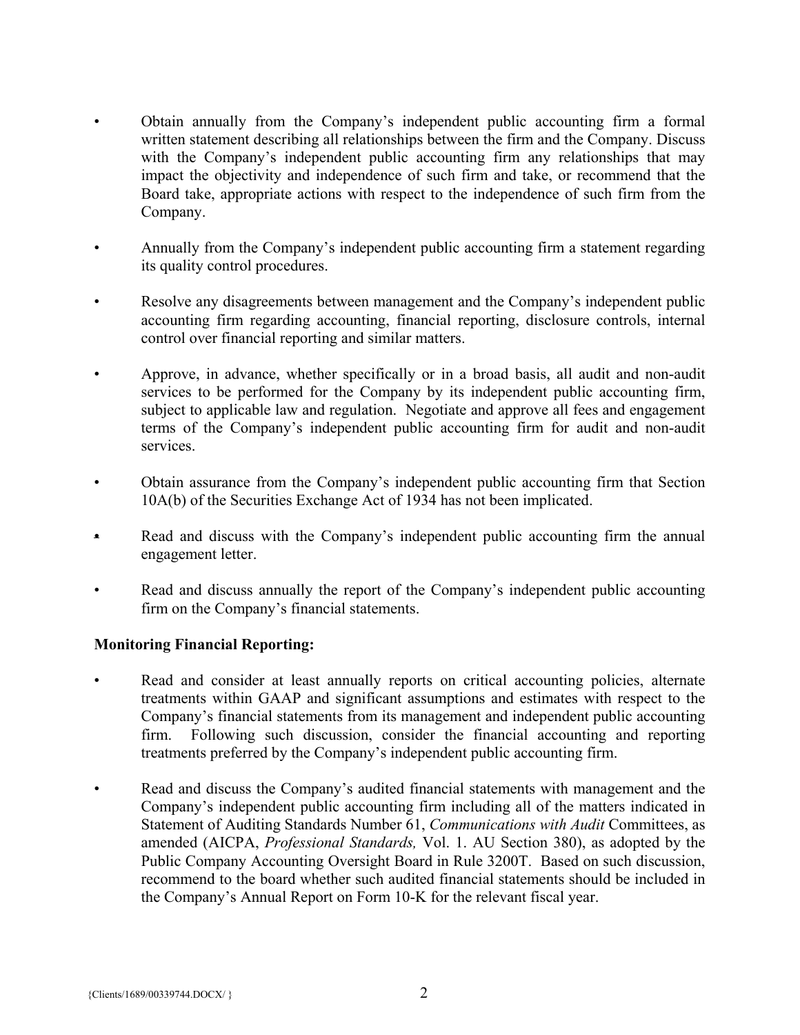- Obtain annually from the Company's independent public accounting firm a formal written statement describing all relationships between the firm and the Company. Discuss with the Company's independent public accounting firm any relationships that may impact the objectivity and independence of such firm and take, or recommend that the Board take, appropriate actions with respect to the independence of such firm from the Company.

- Annually from the Company's independent public accounting firm a statement regarding its quality control procedures.

- Resolve any disagreements between management and the Company's independent public accounting firm regarding accounting, financial reporting, disclosure controls, internal control over financial reporting and similar matters.

- Approve, in advance, whether specifically or in a broad basis, all audit and non-audit services to be performed for the Company by its independent public accounting firm, subject to applicable law and regulation. Negotiate and approve all fees and engagement terms of the Company's independent public accounting firm for audit and non-audit services.

- Obtain assurance from the Company's independent public accounting firm that Section 10A(b) of the Securities Exchange Act of 1934 has not been implicated.

- Read and discuss with the Company's independent public accounting firm the annual engagement letter.

- Read and discuss annually the report of the Company's independent public accounting firm on the Company's financial statements.

**Monitoring Financial Reporting:**

- Read and consider at least annually reports on critical accounting policies, alternate treatments within GAAP and significant assumptions and estimates with respect to the Company's financial statements from its management and independent public accounting firm. Following such discussion, consider the financial accounting and reporting treatments preferred by the Company's independent public accounting firm.

- Read and discuss the Company's audited financial statements with management and the Company's independent public accounting firm including all of the matters indicated in Statement of Auditing Standards Number 61, *Communications with Audit* Committees, as amended (AICPA, *Professional Standards,* Vol. 1. AU Section 380), as adopted by the Public Company Accounting Oversight Board in Rule 3200T. Based on such discussion, recommend to the board whether such audited financial statements should be included in the Company's Annual Report on Form 10-K for the relevant fiscal year.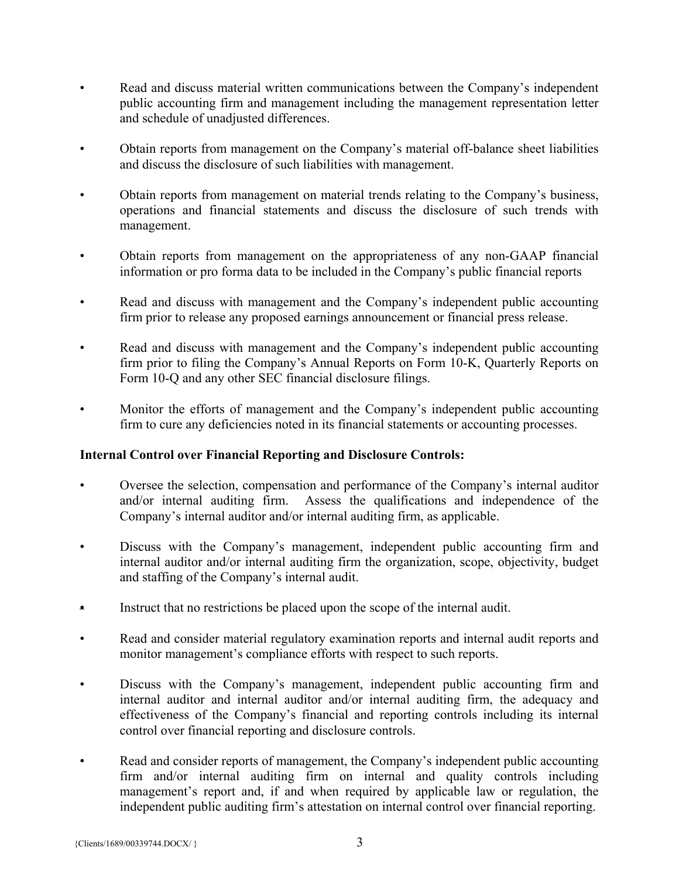- Read and discuss material written communications between the Company's independent public accounting firm and management including the management representation letter and schedule of unadjusted differences.

- Obtain reports from management on the Company's material off-balance sheet liabilities and discuss the disclosure of such liabilities with management.

- Obtain reports from management on material trends relating to the Company's business, operations and financial statements and discuss the disclosure of such trends with management.

- Obtain reports from management on the appropriateness of any non-GAAP financial information or pro forma data to be included in the Company's public financial reports

- Read and discuss with management and the Company's independent public accounting firm prior to release any proposed earnings announcement or financial press release.

- Read and discuss with management and the Company's independent public accounting firm prior to filing the Company's Annual Reports on Form 10-K, Quarterly Reports on Form 10-Q and any other SEC financial disclosure filings.

- Monitor the efforts of management and the Company's independent public accounting firm to cure any deficiencies noted in its financial statements or accounting processes.

**Internal Control over Financial Reporting and Disclosure Controls:**

- Oversee the selection, compensation and performance of the Company's internal auditor and/or internal auditing firm. Assess the qualifications and independence of the Company's internal auditor and/or internal auditing firm, as applicable.

- Discuss with the Company's management, independent public accounting firm and internal auditor and/or internal auditing firm the organization, scope, objectivity, budget and staffing of the Company's internal audit.

- Instruct that no restrictions be placed upon the scope of the internal audit.

- Read and consider material regulatory examination reports and internal audit reports and monitor management's compliance efforts with respect to such reports.

- Discuss with the Company's management, independent public accounting firm and internal auditor and internal auditor and/or internal auditing firm, the adequacy and effectiveness of the Company's financial and reporting controls including its internal control over financial reporting and disclosure controls.

- Read and consider reports of management, the Company's independent public accounting firm and/or internal auditing firm on internal and quality controls including management's report and, if and when required by applicable law or regulation, the independent public auditing firm's attestation on internal control over financial reporting.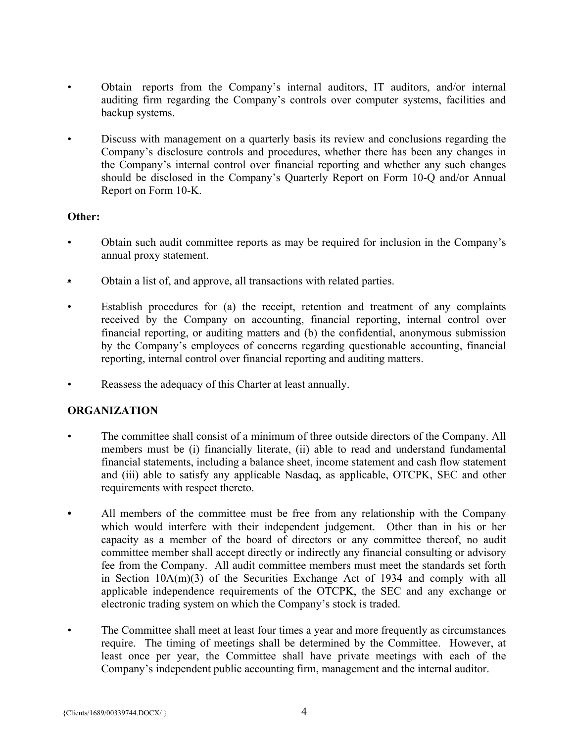- Obtain reports from the Company's internal auditors, IT auditors, and/or internal auditing firm regarding the Company's controls over computer systems, facilities and backup systems.
- Discuss with management on a quarterly basis its review and conclusions regarding the Company's disclosure controls and procedures, whether there has been any changes in the Company's internal control over financial reporting and whether any such changes should be disclosed in the Company's Quarterly Report on Form 10-Q and/or Annual Report on Form 10-K.

**Other:**

- Obtain such audit committee reports as may be required for inclusion in the Company's annual proxy statement.
- Obtain a list of, and approve, all transactions with related parties.
- Establish procedures for (a) the receipt, retention and treatment of any complaints received by the Company on accounting, financial reporting, internal control over financial reporting, or auditing matters and (b) the confidential, anonymous submission by the Company's employees of concerns regarding questionable accounting, financial reporting, internal control over financial reporting and auditing matters.
- Reassess the adequacy of this Charter at least annually.

## ORGANIZATION

- The committee shall consist of a minimum of three outside directors of the Company. All members must be (i) financially literate, (ii) able to read and understand fundamental financial statements, including a balance sheet, income statement and cash flow statement and (iii) able to satisfy any applicable Nasdaq, as applicable, OTCPK, SEC and other requirements with respect thereto.
- All members of the committee must be free from any relationship with the Company which would interfere with their independent judgement. Other than in his or her capacity as a member of the board of directors or any committee thereof, no audit committee member shall accept directly or indirectly any financial consulting or advisory fee from the Company. All audit committee members must meet the standards set forth in Section 10A(m)(3) of the Securities Exchange Act of 1934 and comply with all applicable independence requirements of the OTCPK, the SEC and any exchange or electronic trading system on which the Company's stock is traded.
- The Committee shall meet at least four times a year and more frequently as circumstances require. The timing of meetings shall be determined by the Committee. However, at least once per year, the Committee shall have private meetings with each of the Company's independent public accounting firm, management and the internal auditor.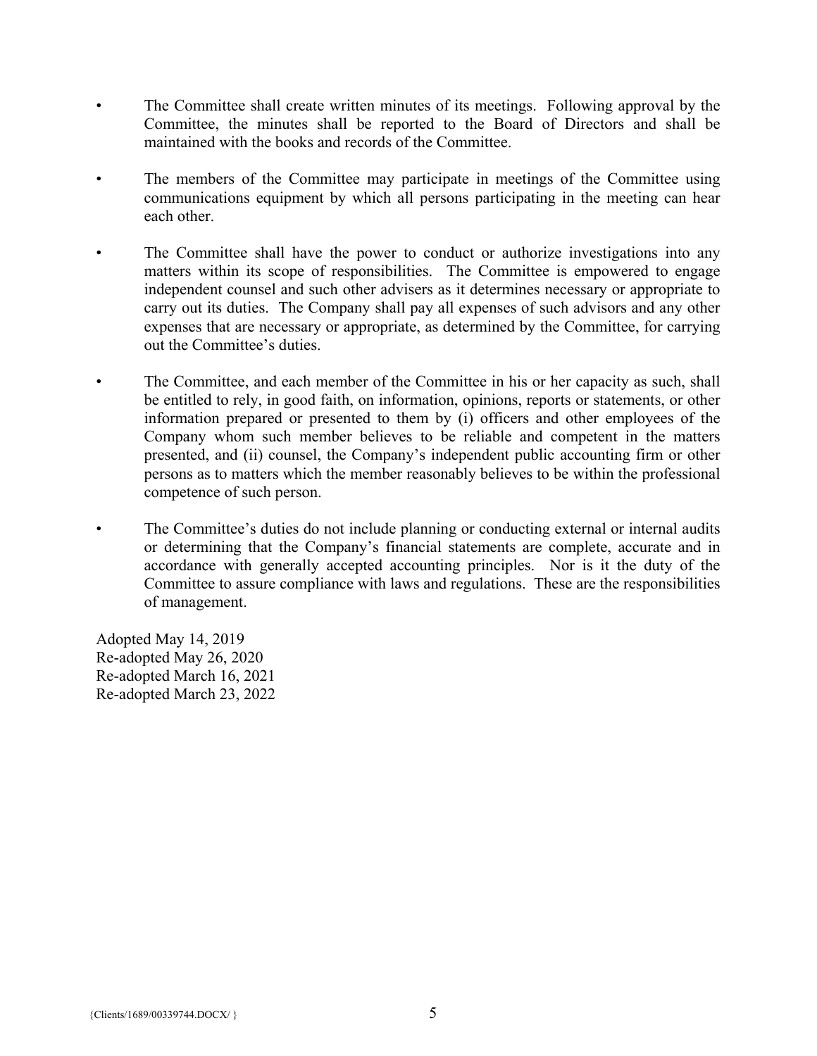- The Committee shall create written minutes of its meetings. Following approval by the Committee, the minutes shall be reported to the Board of Directors and shall be maintained with the books and records of the Committee.

- The members of the Committee may participate in meetings of the Committee using communications equipment by which all persons participating in the meeting can hear each other.

- The Committee shall have the power to conduct or authorize investigations into any matters within its scope of responsibilities. The Committee is empowered to engage independent counsel and such other advisers as it determines necessary or appropriate to carry out its duties. The Company shall pay all expenses of such advisors and any other expenses that are necessary or appropriate, as determined by the Committee, for carrying out the Committee's duties.

- The Committee, and each member of the Committee in his or her capacity as such, shall be entitled to rely, in good faith, on information, opinions, reports or statements, or other information prepared or presented to them by (i) officers and other employees of the Company whom such member believes to be reliable and competent in the matters presented, and (ii) counsel, the Company's independent public accounting firm or other persons as to matters which the member reasonably believes to be within the professional competence of such person.

- The Committee's duties do not include planning or conducting external or internal audits or determining that the Company's financial statements are complete, accurate and in accordance with generally accepted accounting principles. Nor is it the duty of the Committee to assure compliance with laws and regulations. These are the responsibilities of management.

Adopted May 14, 2019
Re-adopted May 26, 2020
Re-adopted March 16, 2021
Re-adopted March 23, 2022